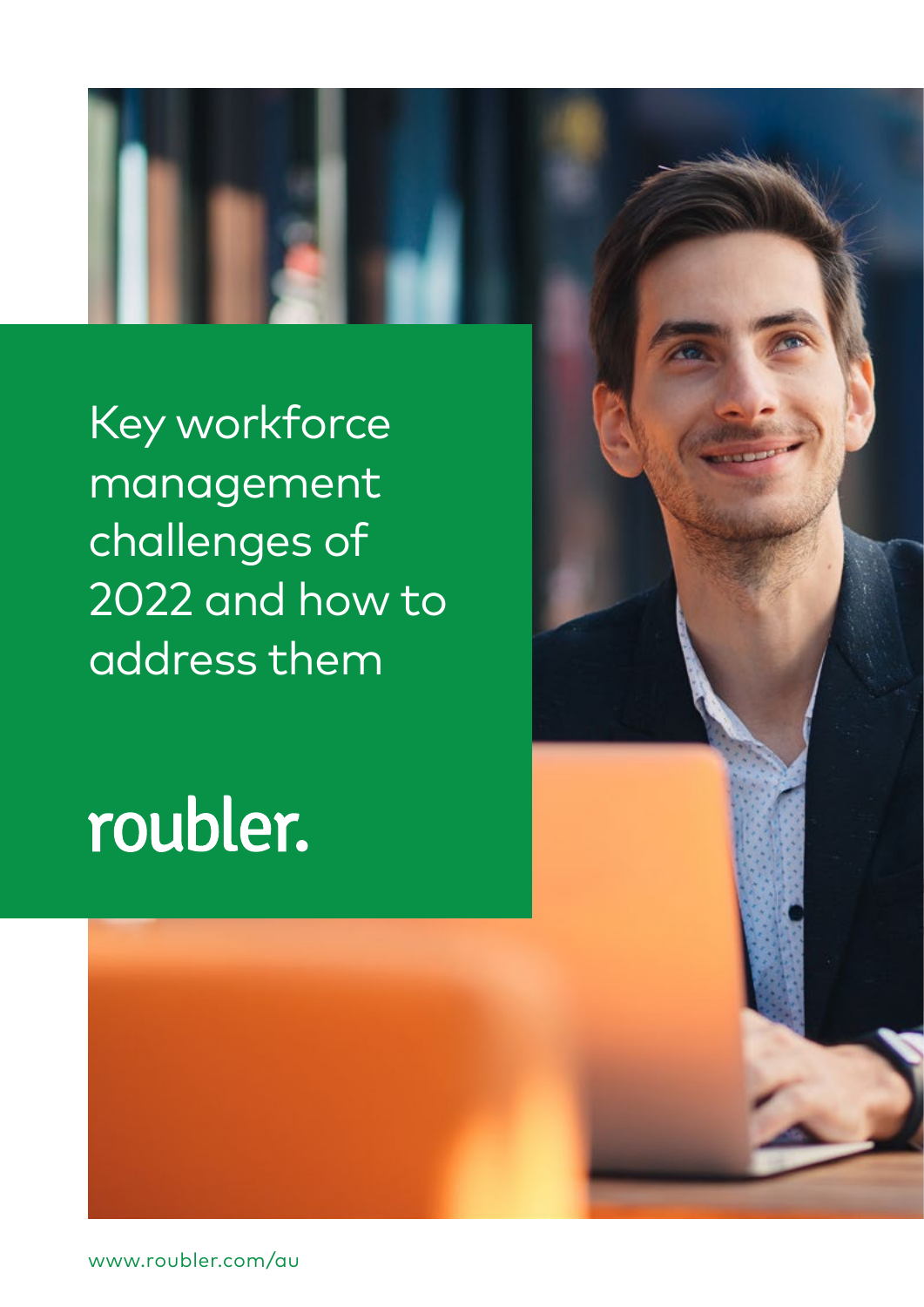# Key workforce management challenges of 2022 and how to address them

roubler.

www.roubler.com/au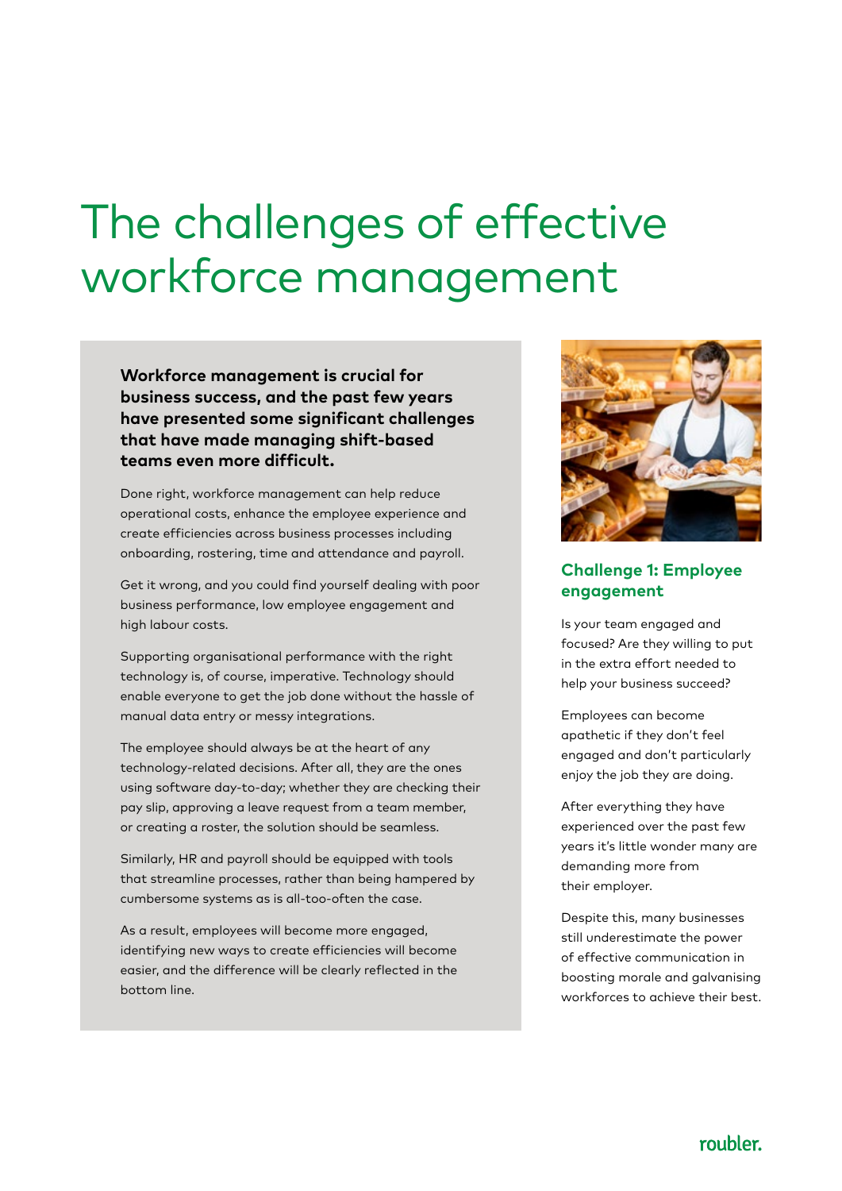# The challenges of effective workforce management

**Workforce management is crucial for business success, and the past few years have presented some significant challenges that have made managing shift-based teams even more difficult.**

Done right, workforce management can help reduce operational costs, enhance the employee experience and create efficiencies across business processes including onboarding, rostering, time and attendance and payroll.

Get it wrong, and you could find yourself dealing with poor business performance, low employee engagement and high labour costs.

Supporting organisational performance with the right technology is, of course, imperative. Technology should enable everyone to get the job done without the hassle of manual data entry or messy integrations.

The employee should always be at the heart of any technology-related decisions. After all, they are the ones using software day-to-day; whether they are checking their pay slip, approving a leave request from a team member, or creating a roster, the solution should be seamless.

Similarly, HR and payroll should be equipped with tools that streamline processes, rather than being hampered by cumbersome systems as is all-too-often the case.

As a result, employees will become more engaged, identifying new ways to create efficiencies will become easier, and the difference will be clearly reflected in the bottom line.

## Challenge 1: Employee engagement

Is your team engaged and focused? Are they willing to put in the extra effort needed to help your business succeed?

Employees can become apathetic if they don't feel engaged and don't particularly enjoy the job they are doing.

After everything they have experienced over the past few years it's little wonder many are demanding more from their employer.

Despite this, many businesses still underestimate the power of effective communication in boosting morale and galvanising workforces to achieve their best.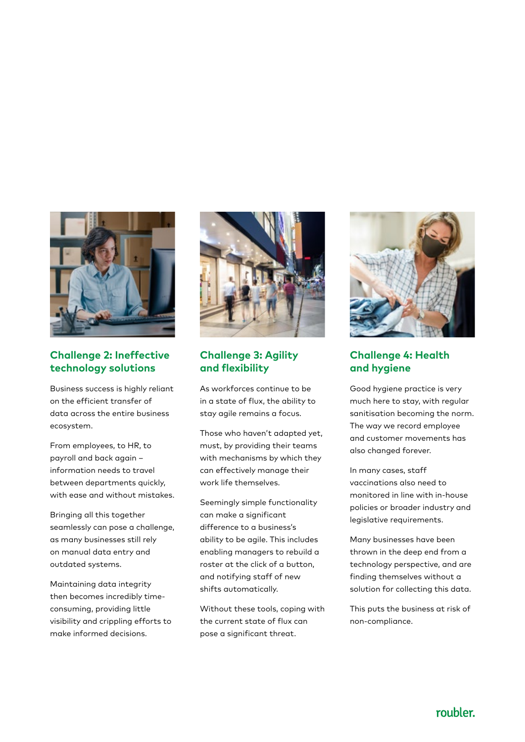## Challenge 2: Ineffective technology solutions

Business success is highly reliant on the efficient transfer of data across the entire business ecosystem.

From employees, to HR, to payroll and back again – information needs to travel between departments quickly, with ease and without mistakes.

Bringing all this together seamlessly can pose a challenge, as many businesses still rely on manual data entry and outdated systems.

Maintaining data integrity then becomes incredibly time-consuming, providing little visibility and crippling efforts to make informed decisions.

## Challenge 3: Agility and flexibility

As workforces continue to be in a state of flux, the ability to stay agile remains a focus.

Those who haven't adapted yet, must, by providing their teams with mechanisms by which they can effectively manage their work life themselves.

Seemingly simple functionality can make a significant difference to a business's ability to be agile. This includes enabling managers to rebuild a roster at the click of a button, and notifying staff of new shifts automatically.

Without these tools, coping with the current state of flux can pose a significant threat.

## Challenge 4: Health and hygiene

Good hygiene practice is very much here to stay, with regular sanitisation becoming the norm. The way we record employee and customer movements has also changed forever.

In many cases, staff vaccinations also need to monitored in line with in-house policies or broader industry and legislative requirements.

Many businesses have been thrown in the deep end from a technology perspective, and are finding themselves without a solution for collecting this data.

This puts the business at risk of non-compliance.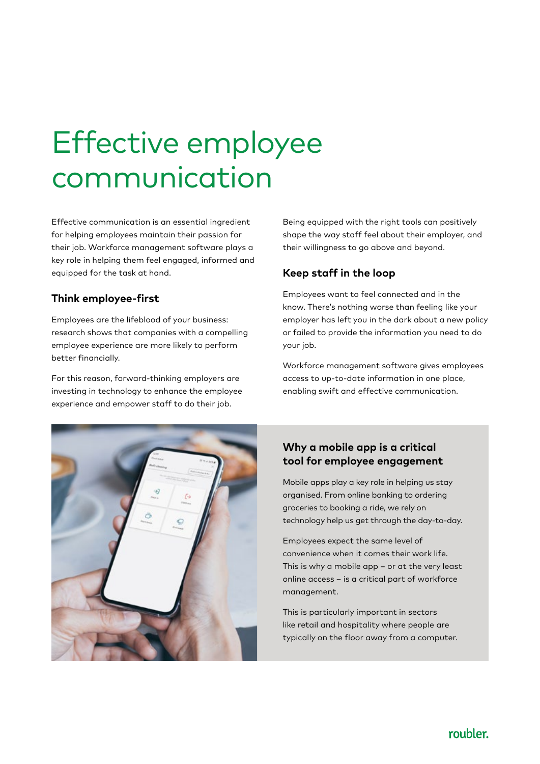# Effective employee communication

Effective communication is an essential ingredient for helping employees maintain their passion for their job. Workforce management software plays a key role in helping them feel engaged, informed and equipped for the task at hand.

## Think employee-first

Employees are the lifeblood of your business: research shows that companies with a compelling employee experience are more likely to perform better financially.

For this reason, forward-thinking employers are investing in technology to enhance the employee experience and empower staff to do their job.

Being equipped with the right tools can positively shape the way staff feel about their employer, and their willingness to go above and beyond.

## Keep staff in the loop

Employees want to feel connected and in the know. There's nothing worse than feeling like your employer has left you in the dark about a new policy or failed to provide the information you need to do your job.

Workforce management software gives employees access to up-to-date information in one place, enabling swift and effective communication.

## Why a mobile app is a critical tool for employee engagement

Mobile apps play a key role in helping us stay organised. From online banking to ordering groceries to booking a ride, we rely on technology help us get through the day-to-day.

Employees expect the same level of convenience when it comes their work life. This is why a mobile app – or at the very least online access – is a critical part of workforce management.

This is particularly important in sectors like retail and hospitality where people are typically on the floor away from a computer.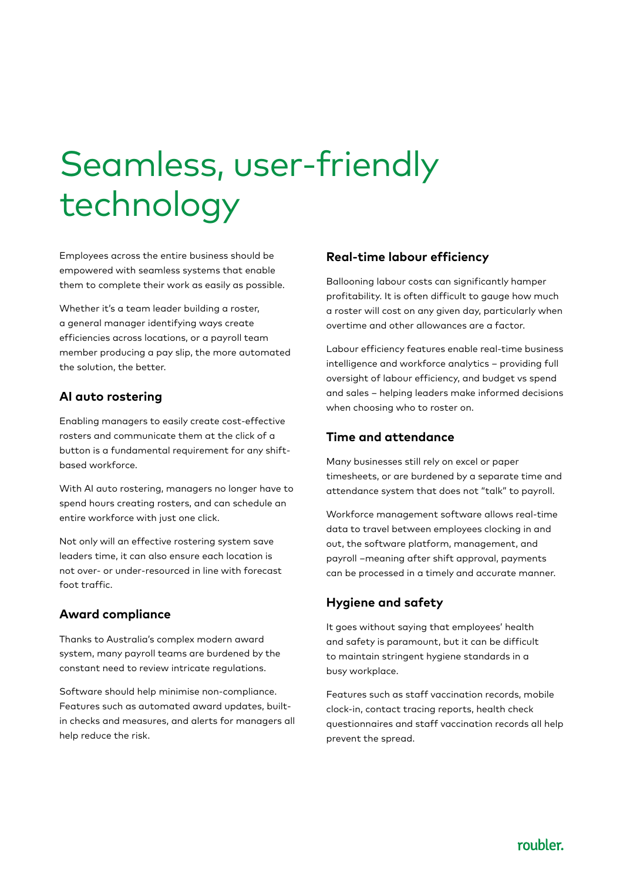# Seamless, user-friendly technology

Employees across the entire business should be empowered with seamless systems that enable them to complete their work as easily as possible.

Whether it's a team leader building a roster, a general manager identifying ways create efficiencies across locations, or a payroll team member producing a pay slip, the more automated the solution, the better.

## AI auto rostering

Enabling managers to easily create cost-effective rosters and communicate them at the click of a button is a fundamental requirement for any shift-based workforce.

With AI auto rostering, managers no longer have to spend hours creating rosters, and can schedule an entire workforce with just one click.

Not only will an effective rostering system save leaders time, it can also ensure each location is not over- or under-resourced in line with forecast foot traffic.

## Award compliance

Thanks to Australia's complex modern award system, many payroll teams are burdened by the constant need to review intricate regulations.

Software should help minimise non-compliance. Features such as automated award updates, built-in checks and measures, and alerts for managers all help reduce the risk.

## Real-time labour efficiency

Ballooning labour costs can significantly hamper profitability. It is often difficult to gauge how much a roster will cost on any given day, particularly when overtime and other allowances are a factor.

Labour efficiency features enable real-time business intelligence and workforce analytics – providing full oversight of labour efficiency, and budget vs spend and sales – helping leaders make informed decisions when choosing who to roster on.

## Time and attendance

Many businesses still rely on excel or paper timesheets, or are burdened by a separate time and attendance system that does not "talk" to payroll.

Workforce management software allows real-time data to travel between employees clocking in and out, the software platform, management, and payroll –meaning after shift approval, payments can be processed in a timely and accurate manner.

## Hygiene and safety

It goes without saying that employees' health and safety is paramount, but it can be difficult to maintain stringent hygiene standards in a busy workplace.

Features such as staff vaccination records, mobile clock-in, contact tracing reports, health check questionnaires and staff vaccination records all help prevent the spread.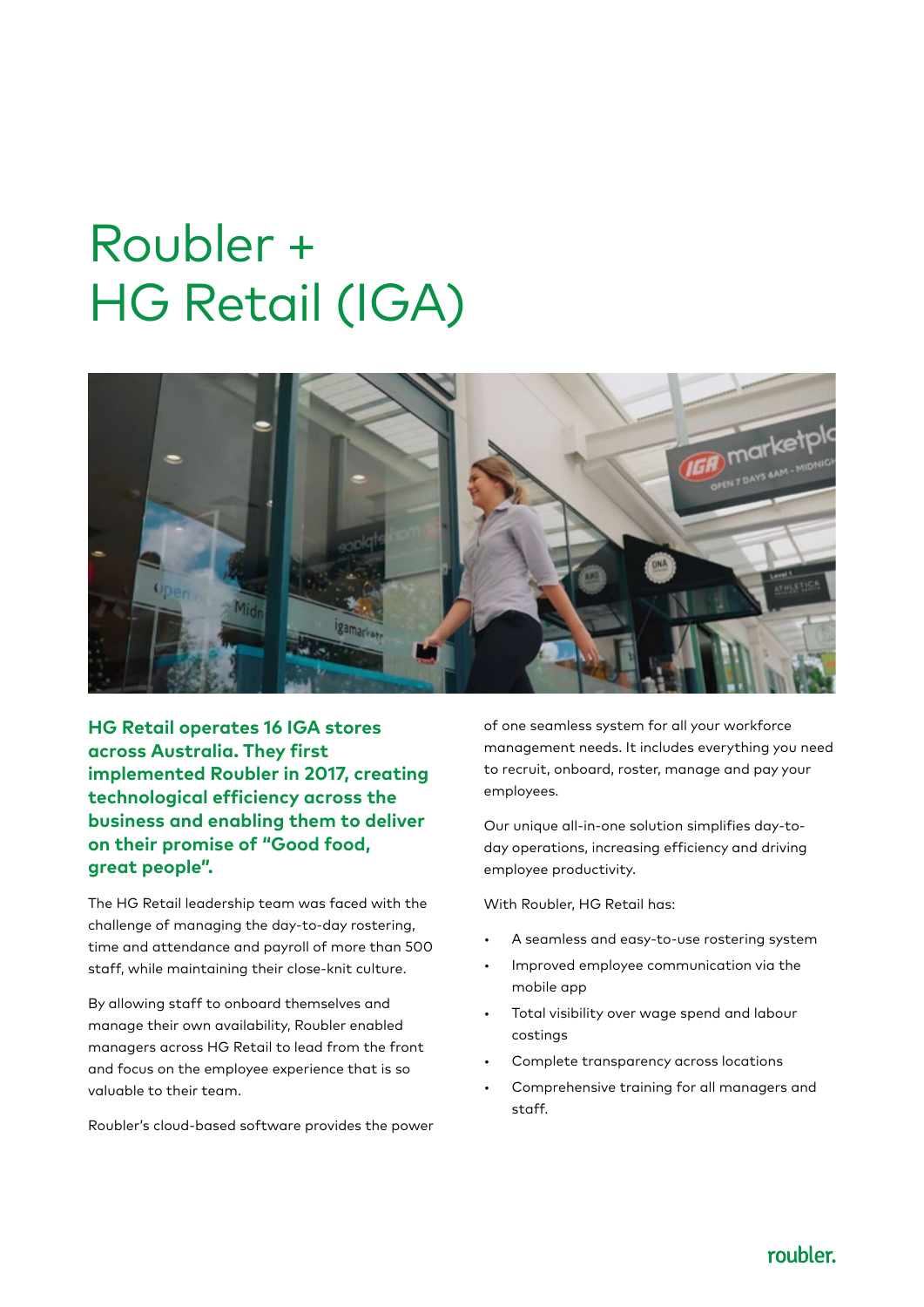# Roubler + HG Retail (IGA)

**HG Retail operates 16 IGA stores across Australia. They first implemented Roubler in 2017, creating technological efficiency across the business and enabling them to deliver on their promise of "Good food, great people".**

The HG Retail leadership team was faced with the challenge of managing the day-to-day rostering, time and attendance and payroll of more than 500 staff, while maintaining their close-knit culture.

By allowing staff to onboard themselves and manage their own availability, Roubler enabled managers across HG Retail to lead from the front and focus on the employee experience that is so valuable to their team.

Roubler's cloud-based software provides the power of one seamless system for all your workforce management needs. It includes everything you need to recruit, onboard, roster, manage and pay your employees.

Our unique all-in-one solution simplifies day-to-day operations, increasing efficiency and driving employee productivity.

With Roubler, HG Retail has:

- A seamless and easy-to-use rostering system
- Improved employee communication via the mobile app
- Total visibility over wage spend and labour costings
- Complete transparency across locations
- Comprehensive training for all managers and staff.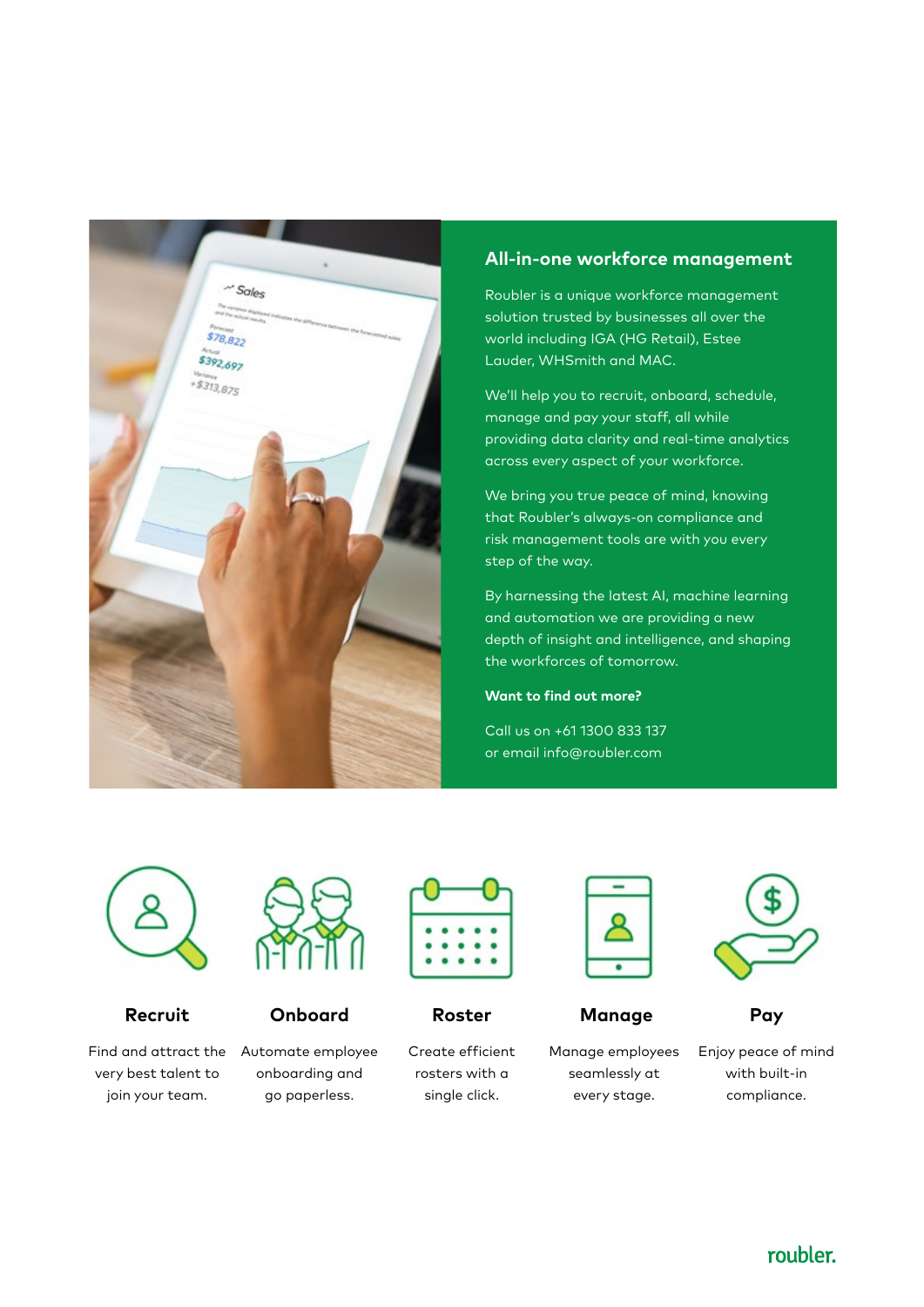## All-in-one workforce management

Roubler is a unique workforce management solution trusted by businesses all over the world including IGA (HG Retail), Estee Lauder, WHSmith and MAC.

We'll help you to recruit, onboard, schedule, manage and pay your staff, all while providing data clarity and real-time analytics across every aspect of your workforce.

We bring you true peace of mind, knowing that Roubler's always-on compliance and risk management tools are with you every step of the way.

By harnessing the latest AI, machine learning and automation we are providing a new depth of insight and intelligence, and shaping the workforces of tomorrow.

**Want to find out more?**

Call us on +61 1300 833 137
or email info@roubler.com

### Recruit

Find and attract the very best talent to join your team.

### Onboard

Automate employee onboarding and go paperless.

### Roster

Create efficient rosters with a single click.

### Manage

Manage employees seamlessly at every stage.

### Pay

Enjoy peace of mind with built-in compliance.

roubler.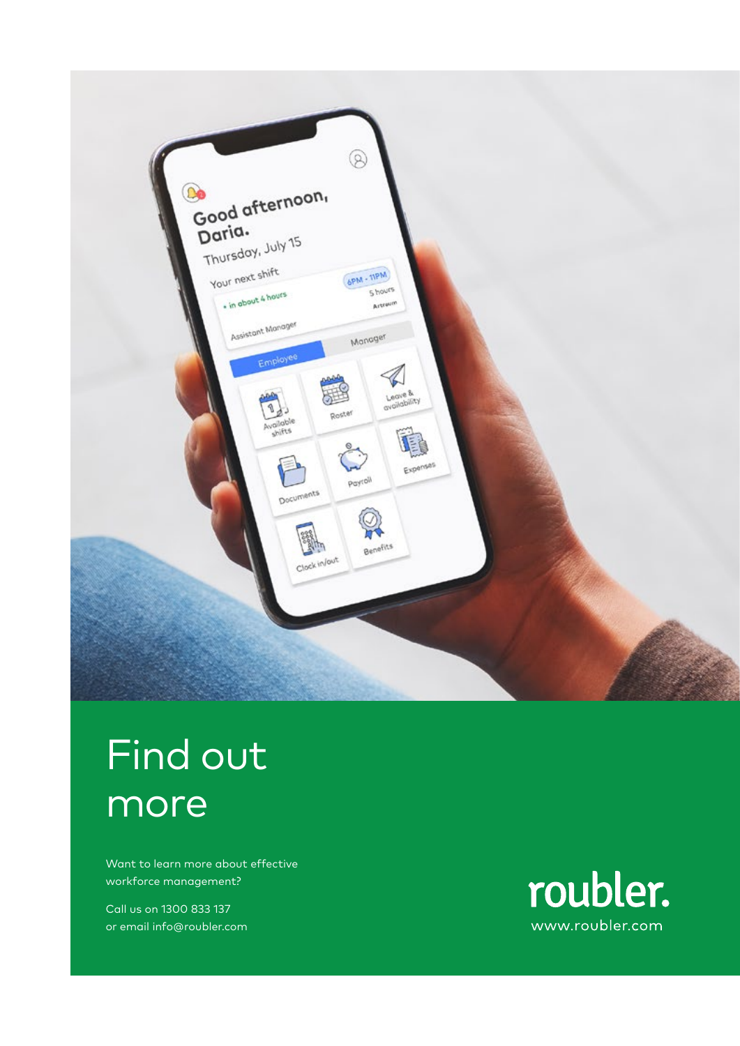# Find out more

Want to learn more about effective workforce management?

Call us on 1300 833 137
or email info@roubler.com

roubler.

www.roubler.com